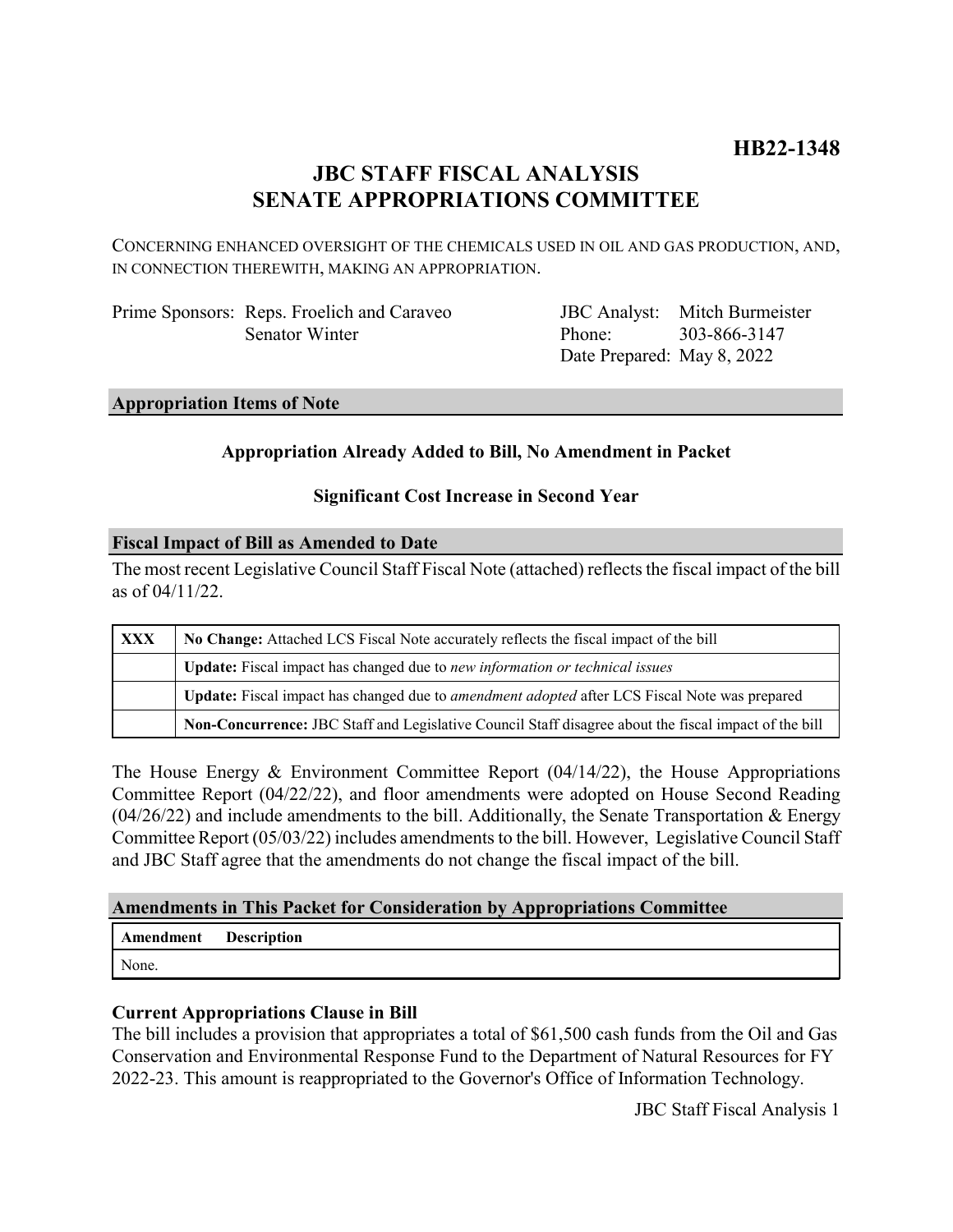**HB22-1348**

# JBC STAFF FISCAL ANALYSIS
# SENATE APPROPRIATIONS COMMITTEE

CONCERNING ENHANCED OVERSIGHT OF THE CHEMICALS USED IN OIL AND GAS PRODUCTION, AND, IN CONNECTION THEREWITH, MAKING AN APPROPRIATION.

| | | | |
|---|---|---|---|
| Prime Sponsors: | Reps. Froelich and Caraveo | JBC Analyst: | Mitch Burmeister |
| | Senator Winter | Phone: | 303-866-3147 |
| | | Date Prepared: | May 8, 2022 |

## Appropriation Items of Note

**Appropriation Already Added to Bill, No Amendment in Packet**

**Significant Cost Increase in Second Year**

## Fiscal Impact of Bill as Amended to Date

The most recent Legislative Council Staff Fiscal Note (attached) reflects the fiscal impact of the bill as of 04/11/22.

| | |
|---|---|
| **XXX** | **No Change:** Attached LCS Fiscal Note accurately reflects the fiscal impact of the bill |
| | **Update:** Fiscal impact has changed due to *new information or technical issues* |
| | **Update:** Fiscal impact has changed due to *amendment adopted* after LCS Fiscal Note was prepared |
| | **Non-Concurrence:** JBC Staff and Legislative Council Staff disagree about the fiscal impact of the bill |

The House Energy & Environment Committee Report (04/14/22), the House Appropriations Committee Report (04/22/22), and floor amendments were adopted on House Second Reading (04/26/22) and include amendments to the bill. Additionally, the Senate Transportation & Energy Committee Report (05/03/22) includes amendments to the bill. However, Legislative Council Staff and JBC Staff agree that the amendments do not change the fiscal impact of the bill.

## Amendments in This Packet for Consideration by Appropriations Committee

| Amendment | Description |
|---|---|
| None. | |

### Current Appropriations Clause in Bill

The bill includes a provision that appropriates a total of $61,500 cash funds from the Oil and Gas Conservation and Environmental Response Fund to the Department of Natural Resources for FY 2022-23. This amount is reappropriated to the Governor's Office of Information Technology.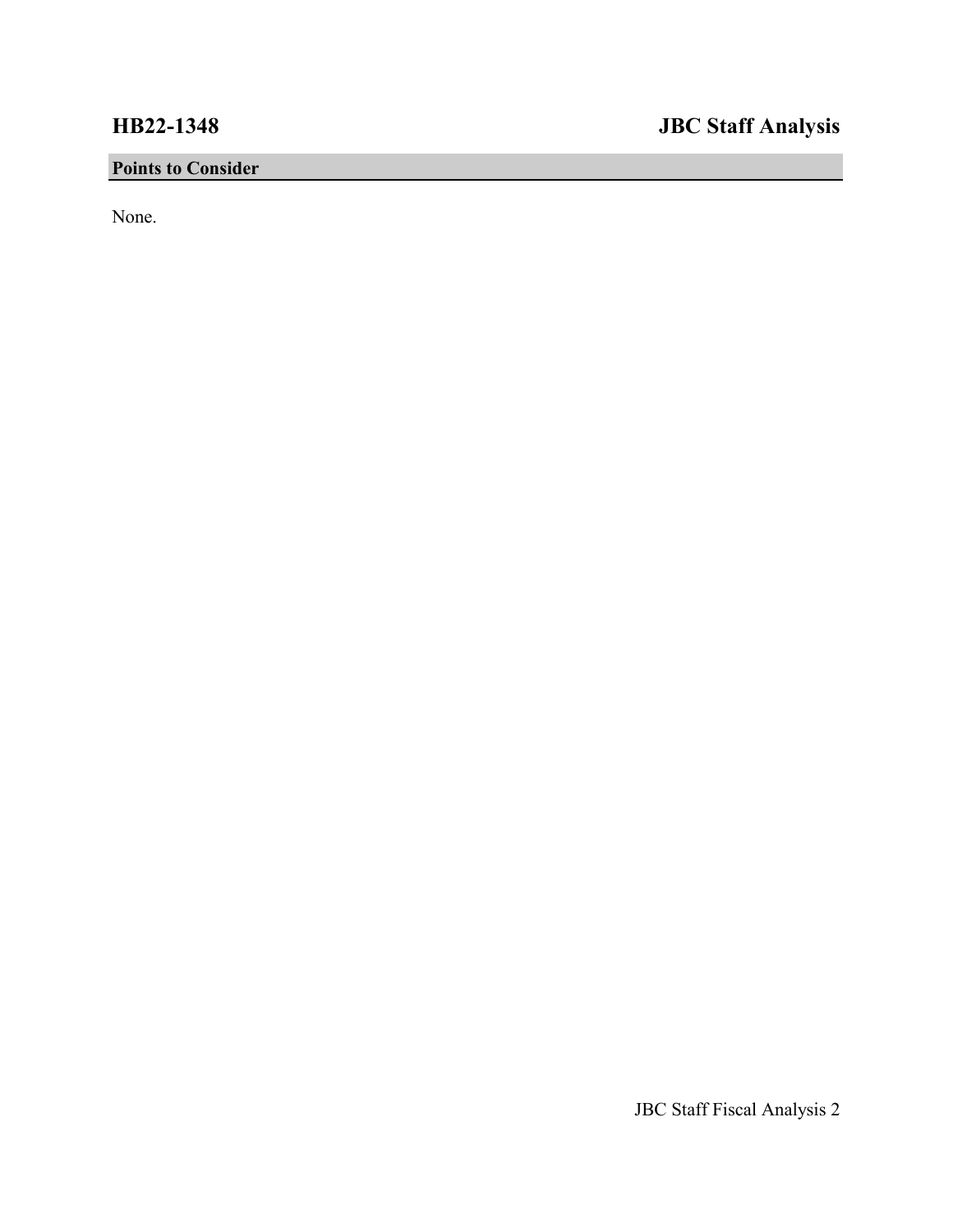## Points to Consider

None.